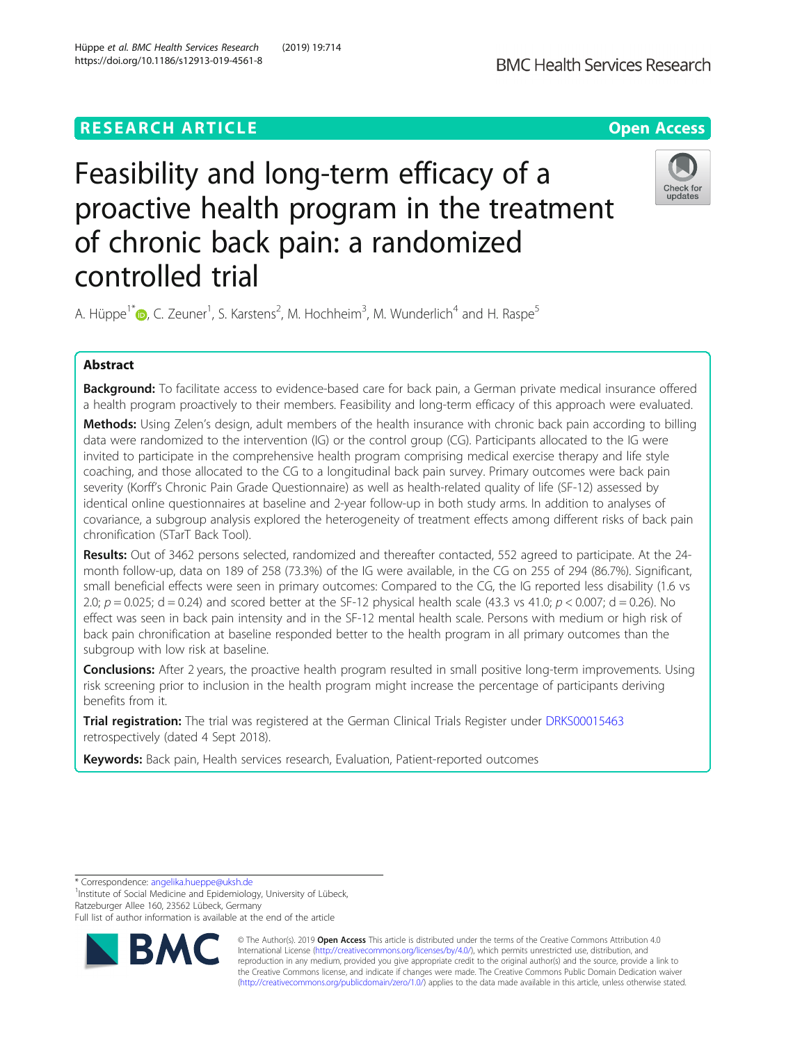RESEARCH ARTICLE

Open Access

# Feasibility and long-term efficacy of a proactive health program in the treatment of chronic back pain: a randomized controlled trial

A. Hüppe[1*], C. Zeuner[1], S. Karstens[2], M. Hochheim[3], M. Wunderlich[4] and H. Raspe[5]

## Abstract

**Background:** To facilitate access to evidence-based care for back pain, a German private medical insurance offered a health program proactively to their members. Feasibility and long-term efficacy of this approach were evaluated.

**Methods:** Using Zelen's design, adult members of the health insurance with chronic back pain according to billing data were randomized to the intervention (IG) or the control group (CG). Participants allocated to the IG were invited to participate in the comprehensive health program comprising medical exercise therapy and life style coaching, and those allocated to the CG to a longitudinal back pain survey. Primary outcomes were back pain severity (Korff's Chronic Pain Grade Questionnaire) as well as health-related quality of life (SF-12) assessed by identical online questionnaires at baseline and 2-year follow-up in both study arms. In addition to analyses of covariance, a subgroup analysis explored the heterogeneity of treatment effects among different risks of back pain chronification (STarT Back Tool).

**Results:** Out of 3462 persons selected, randomized and thereafter contacted, 552 agreed to participate. At the 24-month follow-up, data on 189 of 258 (73.3%) of the IG were available, in the CG on 255 of 294 (86.7%). Significant, small beneficial effects were seen in primary outcomes: Compared to the CG, the IG reported less disability (1.6 vs 2.0; $p = 0.025$; $d = 0.24$) and scored better at the SF-12 physical health scale (43.3 vs 41.0; $p < 0.007$; $d = 0.26$). No effect was seen in back pain intensity and in the SF-12 mental health scale. Persons with medium or high risk of back pain chronification at baseline responded better to the health program in all primary outcomes than the subgroup with low risk at baseline.

**Conclusions:** After 2 years, the proactive health program resulted in small positive long-term improvements. Using risk screening prior to inclusion in the health program might increase the percentage of participants deriving benefits from it.

**Trial registration:** The trial was registered at the German Clinical Trials Register under DRKS00015463 retrospectively (dated 4 Sept 2018).

**Keywords:** Back pain, Health services research, Evaluation, Patient-reported outcomes

---

\* Correspondence: angelika.hueppe@uksh.de

[1]Institute of Social Medicine and Epidemiology, University of Lübeck, Ratzeburger Allee 160, 23562 Lübeck, Germany

Full list of author information is available at the end of the article

© The Author(s). 2019 **Open Access** This article is distributed under the terms of the Creative Commons Attribution 4.0 International License (http://creativecommons.org/licenses/by/4.0/), which permits unrestricted use, distribution, and reproduction in any medium, provided you give appropriate credit to the original author(s) and the source, provide a link to the Creative Commons license, and indicate if changes were made. The Creative Commons Public Domain Dedication waiver (http://creativecommons.org/publicdomain/zero/1.0/) applies to the data made available in this article, unless otherwise stated.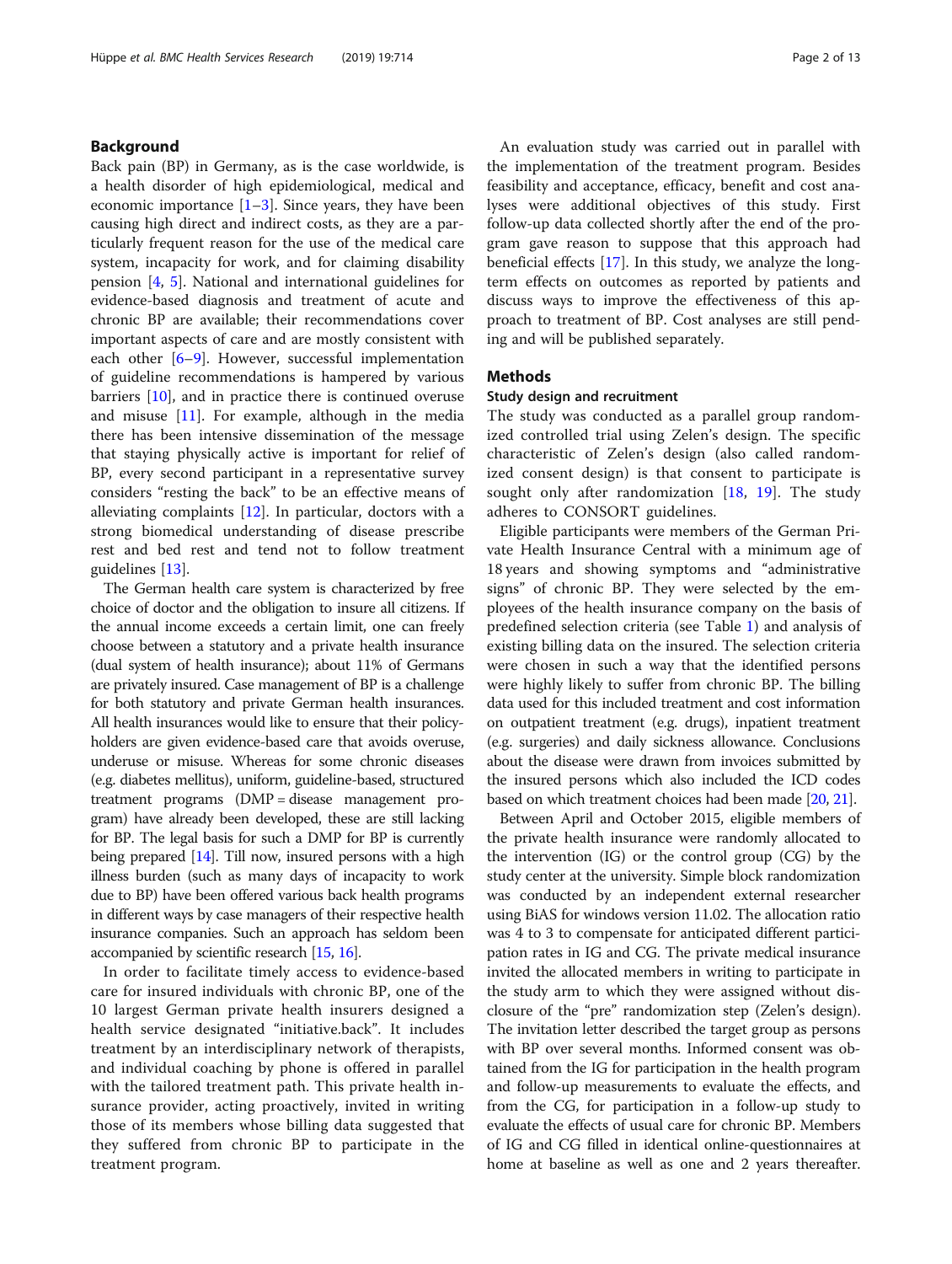## Background

Back pain (BP) in Germany, as is the case worldwide, is a health disorder of high epidemiological, medical and economic importance [1–3]. Since years, they have been causing high direct and indirect costs, as they are a particularly frequent reason for the use of the medical care system, incapacity for work, and for claiming disability pension [4, 5]. National and international guidelines for evidence-based diagnosis and treatment of acute and chronic BP are available; their recommendations cover important aspects of care and are mostly consistent with each other [6–9]. However, successful implementation of guideline recommendations is hampered by various barriers [10], and in practice there is continued overuse and misuse [11]. For example, although in the media there has been intensive dissemination of the message that staying physically active is important for relief of BP, every second participant in a representative survey considers "resting the back" to be an effective means of alleviating complaints [12]. In particular, doctors with a strong biomedical understanding of disease prescribe rest and bed rest and tend not to follow treatment guidelines [13].

The German health care system is characterized by free choice of doctor and the obligation to insure all citizens. If the annual income exceeds a certain limit, one can freely choose between a statutory and a private health insurance (dual system of health insurance); about 11% of Germans are privately insured. Case management of BP is a challenge for both statutory and private German health insurances. All health insurances would like to ensure that their policyholders are given evidence-based care that avoids overuse, underuse or misuse. Whereas for some chronic diseases (e.g. diabetes mellitus), uniform, guideline-based, structured treatment programs (DMP = disease management program) have already been developed, these are still lacking for BP. The legal basis for such a DMP for BP is currently being prepared [14]. Till now, insured persons with a high illness burden (such as many days of incapacity to work due to BP) have been offered various back health programs in different ways by case managers of their respective health insurance companies. Such an approach has seldom been accompanied by scientific research [15, 16].

In order to facilitate timely access to evidence-based care for insured individuals with chronic BP, one of the 10 largest German private health insurers designed a health service designated "initiative.back". It includes treatment by an interdisciplinary network of therapists, and individual coaching by phone is offered in parallel with the tailored treatment path. This private health insurance provider, acting proactively, invited in writing those of its members whose billing data suggested that they suffered from chronic BP to participate in the treatment program.

An evaluation study was carried out in parallel with the implementation of the treatment program. Besides feasibility and acceptance, efficacy, benefit and cost analyses were additional objectives of this study. First follow-up data collected shortly after the end of the program gave reason to suppose that this approach had beneficial effects [17]. In this study, we analyze the long-term effects on outcomes as reported by patients and discuss ways to improve the effectiveness of this approach to treatment of BP. Cost analyses are still pending and will be published separately.

## Methods

### Study design and recruitment

The study was conducted as a parallel group randomized controlled trial using Zelen's design. The specific characteristic of Zelen's design (also called randomized consent design) is that consent to participate is sought only after randomization [18, 19]. The study adheres to CONSORT guidelines.

Eligible participants were members of the German Private Health Insurance Central with a minimum age of 18 years and showing symptoms and "administrative signs" of chronic BP. They were selected by the employees of the health insurance company on the basis of predefined selection criteria (see Table 1) and analysis of existing billing data on the insured. The selection criteria were chosen in such a way that the identified persons were highly likely to suffer from chronic BP. The billing data used for this included treatment and cost information on outpatient treatment (e.g. drugs), inpatient treatment (e.g. surgeries) and daily sickness allowance. Conclusions about the disease were drawn from invoices submitted by the insured persons which also included the ICD codes based on which treatment choices had been made [20, 21].

Between April and October 2015, eligible members of the private health insurance were randomly allocated to the intervention (IG) or the control group (CG) by the study center at the university. Simple block randomization was conducted by an independent external researcher using BiAS for windows version 11.02. The allocation ratio was 4 to 3 to compensate for anticipated different participation rates in IG and CG. The private medical insurance invited the allocated members in writing to participate in the study arm to which they were assigned without disclosure of the "pre" randomization step (Zelen's design). The invitation letter described the target group as persons with BP over several months. Informed consent was obtained from the IG for participation in the health program and follow-up measurements to evaluate the effects, and from the CG, for participation in a follow-up study to evaluate the effects of usual care for chronic BP. Members of IG and CG filled in identical online-questionnaires at home at baseline as well as one and 2 years thereafter.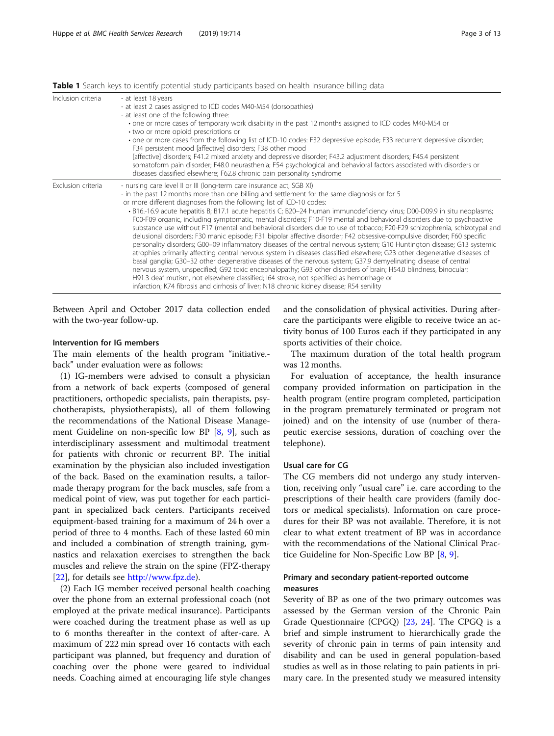**Table 1** Search keys to identify potential study participants based on health insurance billing data

| | |
|---|---|
| Inclusion criteria | - at least 18 years<br>- at least 2 cases assigned to ICD codes M40-M54 (dorsopathies)<br>- at least one of the following three:<br>• one or more cases of temporary work disability in the past 12 months assigned to ICD codes M40-M54 or<br>• two or more opioid prescriptions or<br>• one or more cases from the following list of ICD-10 codes: F32 depressive episode; F33 recurrent depressive disorder; F34 persistent mood [affective] disorders; F38 other mood [affective] disorders; F41.2 mixed anxiety and depressive disorder; F43.2 adjustment disorders; F45.4 persistent somatoform pain disorder; F48.0 neurasthenia; F54 psychological and behavioral factors associated with disorders or diseases classified elsewhere; F62.8 chronic pain personality syndrome |
| Exclusion criteria | - nursing care level II or III (long-term care insurance act, SGB XI)<br>- in the past 12 months more than one billing and settlement for the same diagnosis or for 5 or more different diagnoses from the following list of ICD-10 codes:<br>• B16.-16.9 acute hepatitis B; B17.1 acute hepatitis C; B20–24 human immunodeficiency virus; D00-D09.9 in situ neoplasms; F00-F09 organic, including symptomatic, mental disorders; F10-F19 mental and behavioral disorders due to psychoactive substance use without F17 (mental and behavioral disorders due to use of tobacco; F20-F29 schizophrenia, schizotypal and delusional disorders; F30 manic episode; F31 bipolar affective disorder; F42 obsessive-compulsive disorder; F60 specific personality disorders; G00–09 inflammatory diseases of the central nervous system; G10 Huntington disease; G13 systemic atrophies primarily affecting central nervous system in diseases classified elsewhere; G23 other degenerative diseases of basal ganglia; G30–32 other degenerative diseases of the nervous system; G37.9 demyelinating disease of central nervous system, unspecified; G92 toxic encephalopathy; G93 other disorders of brain; H54.0 blindness, binocular; H91.3 deaf mutism, not elsewhere classified; I64 stroke, not specified as hemorrhage or infarction; K74 fibrosis and cirrhosis of liver; N18 chronic kidney disease; R54 senility |

Between April and October 2017 data collection ended with the two-year follow-up.

### Intervention for IG members

The main elements of the health program "initiative.-back" under evaluation were as follows:

(1) IG-members were advised to consult a physician from a network of back experts (composed of general practitioners, orthopedic specialists, pain therapists, psychotherapists, physiotherapists), all of them following the recommendations of the National Disease Management Guideline on non-specific low BP [8, 9], such as interdisciplinary assessment and multimodal treatment for patients with chronic or recurrent BP. The initial examination by the physician also included investigation of the back. Based on the examination results, a tailor-made therapy program for the back muscles, safe from a medical point of view, was put together for each participant in specialized back centers. Participants received equipment-based training for a maximum of 24 h over a period of three to 4 months. Each of these lasted 60 min and included a combination of strength training, gymnastics and relaxation exercises to strengthen the back muscles and relieve the strain on the spine (FPZ-therapy [22], for details see http://www.fpz.de).

(2) Each IG member received personal health coaching over the phone from an external professional coach (not employed at the private medical insurance). Participants were coached during the treatment phase as well as up to 6 months thereafter in the context of after-care. A maximum of 222 min spread over 16 contacts with each participant was planned, but frequency and duration of coaching over the phone were geared to individual needs. Coaching aimed at encouraging life style changes and the consolidation of physical activities. During after-care the participants were eligible to receive twice an activity bonus of 100 Euros each if they participated in any sports activities of their choice.

The maximum duration of the total health program was 12 months.

For evaluation of acceptance, the health insurance company provided information on participation in the health program (entire program completed, participation in the program prematurely terminated or program not joined) and on the intensity of use (number of therapeutic exercise sessions, duration of coaching over the telephone).

### Usual care for CG

The CG members did not undergo any study intervention, receiving only "usual care" i.e. care according to the prescriptions of their health care providers (family doctors or medical specialists). Information on care procedures for their BP was not available. Therefore, it is not clear to what extent treatment of BP was in accordance with the recommendations of the National Clinical Practice Guideline for Non-Specific Low BP [8, 9].

### Primary and secondary patient-reported outcome measures

Severity of BP as one of the two primary outcomes was assessed by the German version of the Chronic Pain Grade Questionnaire (CPGQ) [23, 24]. The CPGQ is a brief and simple instrument to hierarchically grade the severity of chronic pain in terms of pain intensity and disability and can be used in general population-based studies as well as in those relating to pain patients in primary care. In the presented study we measured intensity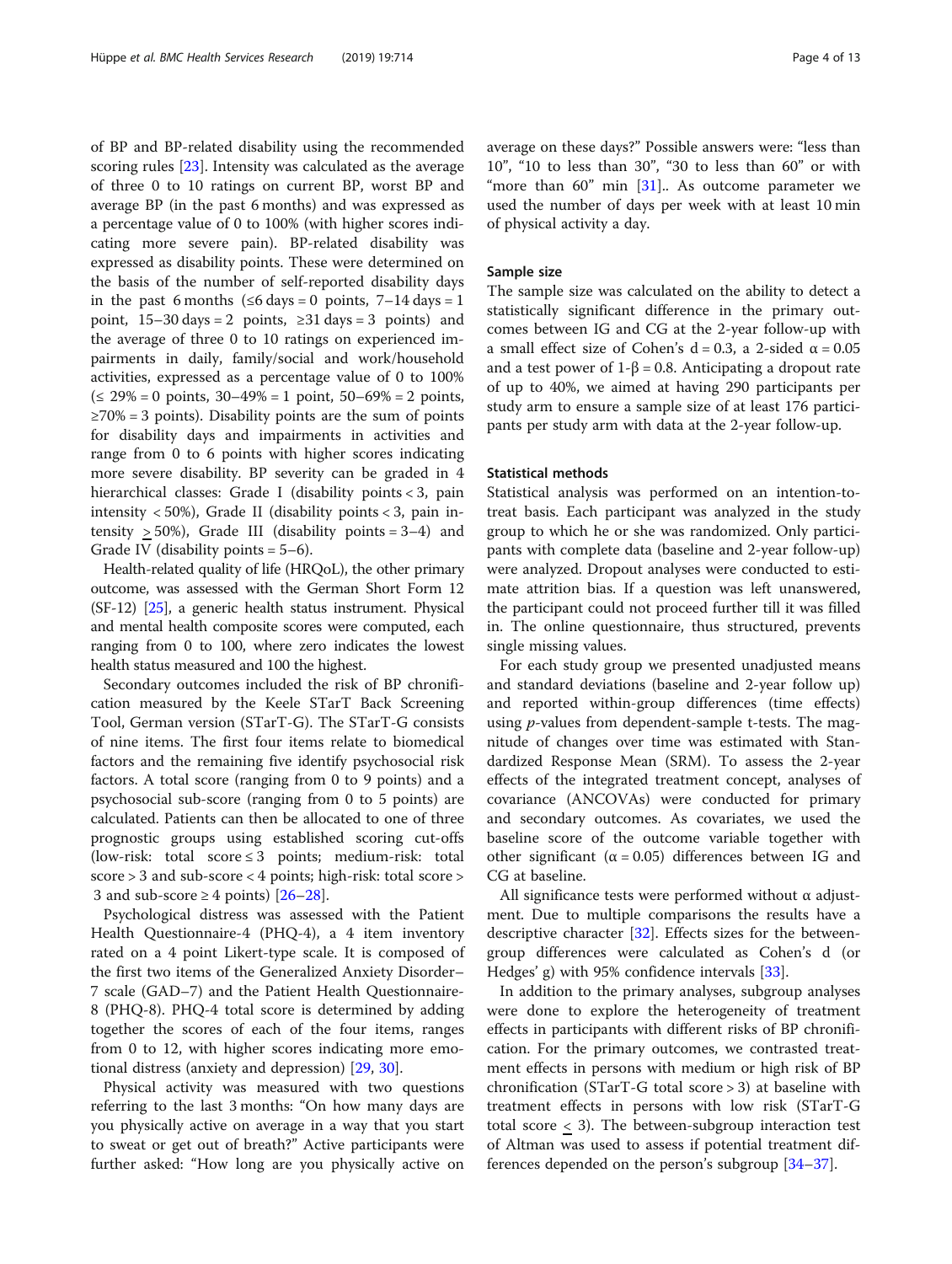of BP and BP-related disability using the recommended scoring rules [23]. Intensity was calculated as the average of three 0 to 10 ratings on current BP, worst BP and average BP (in the past 6 months) and was expressed as a percentage value of 0 to 100% (with higher scores indicating more severe pain). BP-related disability was expressed as disability points. These were determined on the basis of the number of self-reported disability days in the past 6 months (≤6 days = 0 points, 7–14 days = 1 point, 15–30 days = 2 points, ≥31 days = 3 points) and the average of three 0 to 10 ratings on experienced impairments in daily, family/social and work/household activities, expressed as a percentage value of 0 to 100% (≤ 29% = 0 points, 30–49% = 1 point, 50–69% = 2 points, ≥70% = 3 points). Disability points are the sum of points for disability days and impairments in activities and range from 0 to 6 points with higher scores indicating more severe disability. BP severity can be graded in 4 hierarchical classes: Grade I (disability points < 3, pain intensity < 50%), Grade II (disability points < 3, pain intensity ≥ 50%), Grade III (disability points = 3–4) and Grade IV (disability points = 5–6).

Health-related quality of life (HRQoL), the other primary outcome, was assessed with the German Short Form 12 (SF-12) [25], a generic health status instrument. Physical and mental health composite scores were computed, each ranging from 0 to 100, where zero indicates the lowest health status measured and 100 the highest.

Secondary outcomes included the risk of BP chronification measured by the Keele STarT Back Screening Tool, German version (STarT-G). The STarT-G consists of nine items. The first four items relate to biomedical factors and the remaining five identify psychosocial risk factors. A total score (ranging from 0 to 9 points) and a psychosocial sub-score (ranging from 0 to 5 points) are calculated. Patients can then be allocated to one of three prognostic groups using established scoring cut-offs (low-risk: total score ≤ 3 points; medium-risk: total score > 3 and sub-score < 4 points; high-risk: total score > 3 and sub-score ≥ 4 points) [26–28].

Psychological distress was assessed with the Patient Health Questionnaire-4 (PHQ-4), a 4 item inventory rated on a 4 point Likert-type scale. It is composed of the first two items of the Generalized Anxiety Disorder–7 scale (GAD–7) and the Patient Health Questionnaire-8 (PHQ-8). PHQ-4 total score is determined by adding together the scores of each of the four items, ranges from 0 to 12, with higher scores indicating more emotional distress (anxiety and depression) [29, 30].

Physical activity was measured with two questions referring to the last 3 months: "On how many days are you physically active on average in a way that you start to sweat or get out of breath?" Active participants were further asked: "How long are you physically active on average on these days?" Possible answers were: "less than 10", "10 to less than 30", "30 to less than 60" or with "more than 60" min [31].. As outcome parameter we used the number of days per week with at least 10 min of physical activity a day.

### Sample size

The sample size was calculated on the ability to detect a statistically significant difference in the primary outcomes between IG and CG at the 2-year follow-up with a small effect size of Cohen's $d = 0.3$, a 2-sided $\alpha = 0.05$ and a test power of $1\text{-}\beta = 0.8$. Anticipating a dropout rate of up to 40%, we aimed at having 290 participants per study arm to ensure a sample size of at least 176 participants per study arm with data at the 2-year follow-up.

### Statistical methods

Statistical analysis was performed on an intention-to-treat basis. Each participant was analyzed in the study group to which he or she was randomized. Only participants with complete data (baseline and 2-year follow-up) were analyzed. Dropout analyses were conducted to estimate attrition bias. If a question was left unanswered, the participant could not proceed further till it was filled in. The online questionnaire, thus structured, prevents single missing values.

For each study group we presented unadjusted means and standard deviations (baseline and 2-year follow up) and reported within-group differences (time effects) using $p$-values from dependent-sample t-tests. The magnitude of changes over time was estimated with Standardized Response Mean (SRM). To assess the 2-year effects of the integrated treatment concept, analyses of covariance (ANCOVAs) were conducted for primary and secondary outcomes. As covariates, we used the baseline score of the outcome variable together with other significant ($\alpha = 0.05$) differences between IG and CG at baseline.

All significance tests were performed without α adjustment. Due to multiple comparisons the results have a descriptive character [32]. Effects sizes for the between-group differences were calculated as Cohen's d (or Hedges' g) with 95% confidence intervals [33].

In addition to the primary analyses, subgroup analyses were done to explore the heterogeneity of treatment effects in participants with different risks of BP chronification. For the primary outcomes, we contrasted treatment effects in persons with medium or high risk of BP chronification (STarT-G total score > 3) at baseline with treatment effects in persons with low risk (STarT-G total score ≤ 3). The between-subgroup interaction test of Altman was used to assess if potential treatment differences depended on the person's subgroup [34–37].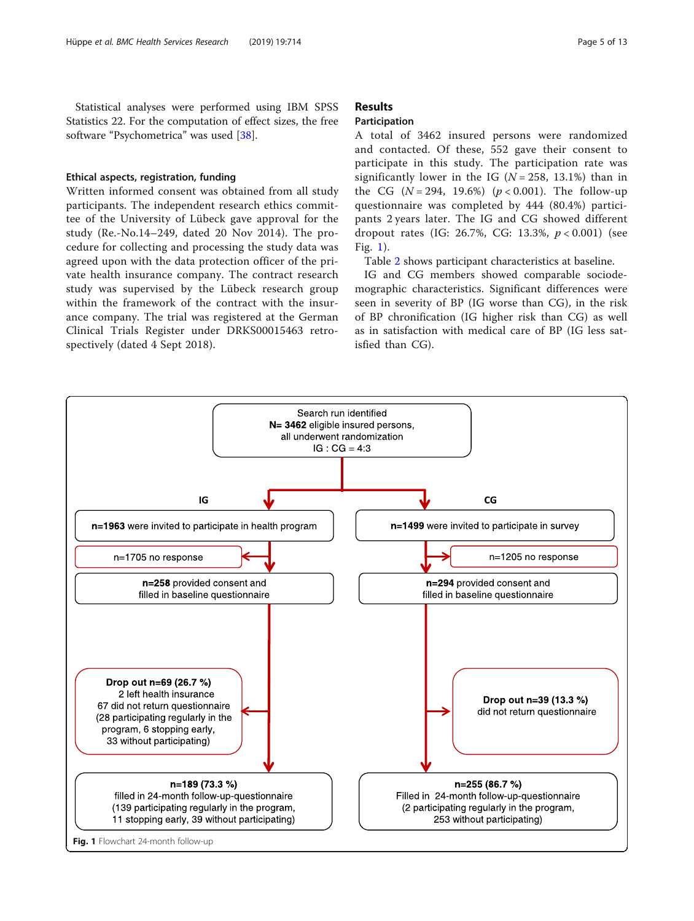Statistical analyses were performed using IBM SPSS Statistics 22. For the computation of effect sizes, the free software "Psychometrica" was used [38].

### Ethical aspects, registration, funding

Written informed consent was obtained from all study participants. The independent research ethics committee of the University of Lübeck gave approval for the study (Re.-No.14–249, dated 20 Nov 2014). The procedure for collecting and processing the study data was agreed upon with the data protection officer of the private health insurance company. The contract research study was supervised by the Lübeck research group within the framework of the contract with the insurance company. The trial was registered at the German Clinical Trials Register under DRKS00015463 retrospectively (dated 4 Sept 2018).

## Results

### Participation

A total of 3462 insured persons were randomized and contacted. Of these, 552 gave their consent to participate in this study. The participation rate was significantly lower in the IG ($N = 258$, 13.1%) than in the CG ($N = 294$, 19.6%) ($p < 0.001$). The follow-up questionnaire was completed by 444 (80.4%) participants 2 years later. The IG and CG showed different dropout rates (IG: 26.7%, CG: 13.3%, $p < 0.001$) (see Fig. 1).

Table 2 shows participant characteristics at baseline.

IG and CG members showed comparable sociodemographic characteristics. Significant differences were seen in severity of BP (IG worse than CG), in the risk of BP chronification (IG higher risk than CG) as well as in satisfaction with medical care of BP (IG less satisfied than CG).

Search run identified
**N= 3462** eligible insured persons,
all underwent randomization
IG : CG = 4:3

**IG**

**n=1963** were invited to participate in health program

n=1705 no response

**n=258** provided consent and filled in baseline questionnaire

**Drop out n=69 (26.7 %)**
2 left health insurance
67 did not return questionnaire
(28 participating regularly in the program, 6 stopping early, 33 without participating)

**n=189 (73.3 %)**
filled in 24-month follow-up-questionnaire
(139 participating regularly in the program, 11 stopping early, 39 without participating)

**CG**

**n=1499** were invited to participate in survey

n=1205 no response

**n=294** provided consent and filled in baseline questionnaire

**Drop out n=39 (13.3 %)**
did not return questionnaire

**n=255 (86.7 %)**
Filled in 24-month follow-up-questionnaire
(2 participating regularly in the program, 253 without participating)

**Fig. 1** Flowchart 24-month follow-up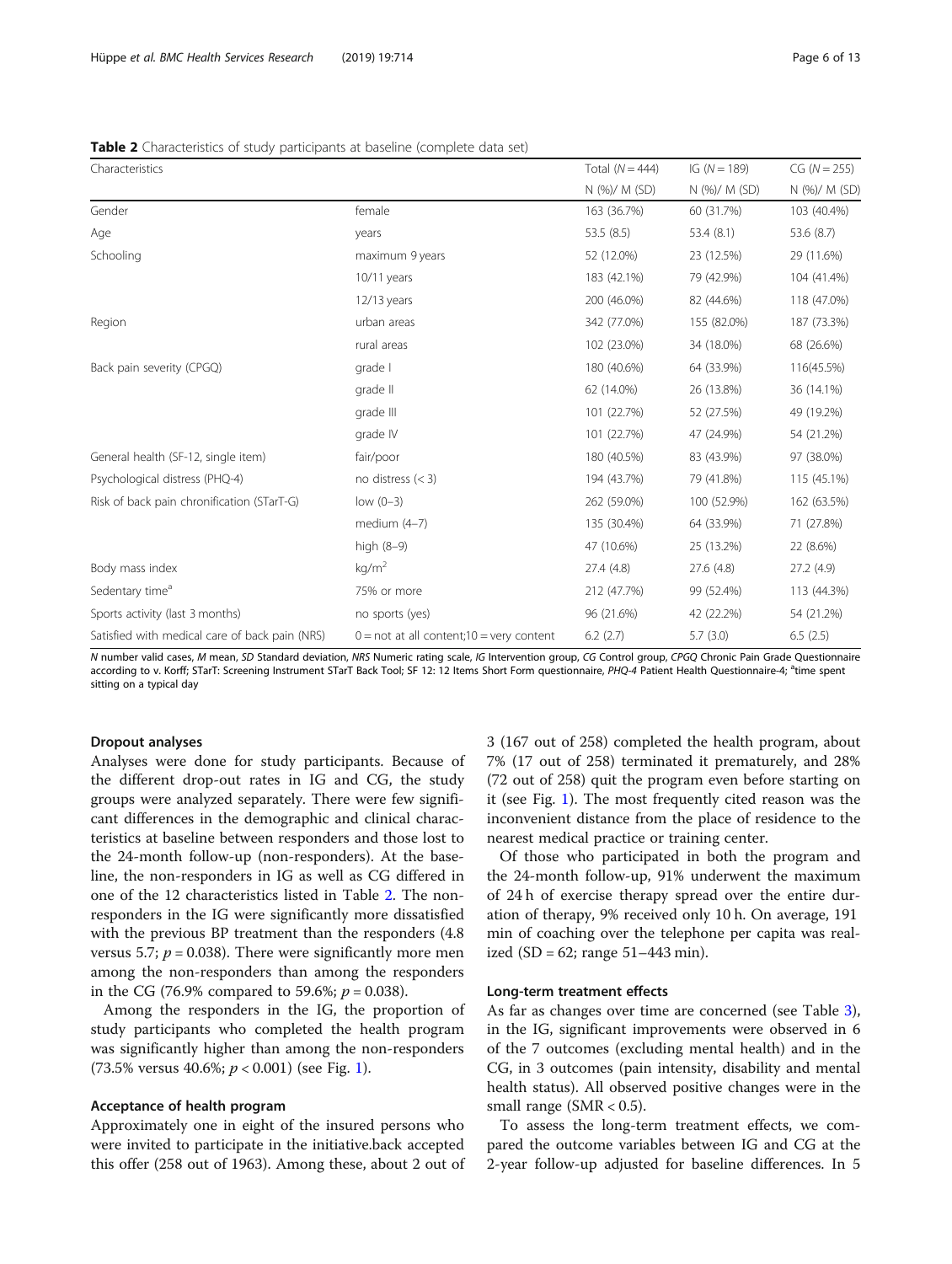**Table 2** Characteristics of study participants at baseline (complete data set)

| Characteristics | | Total (*N* = 444) | IG (*N* = 189) | CG (*N* = 255) |
|---|---|---|---|---|
| | | N (%)/ M (SD) | N (%)/ M (SD) | N (%)/ M (SD) |
| Gender | female | 163 (36.7%) | 60 (31.7%) | 103 (40.4%) |
| Age | years | 53.5 (8.5) | 53.4 (8.1) | 53.6 (8.7) |
| Schooling | maximum 9 years | 52 (12.0%) | 23 (12.5%) | 29 (11.6%) |
| | 10/11 years | 183 (42.1%) | 79 (42.9%) | 104 (41.4%) |
| | 12/13 years | 200 (46.0%) | 82 (44.6%) | 118 (47.0%) |
| Region | urban areas | 342 (77.0%) | 155 (82.0%) | 187 (73.3%) |
| | rural areas | 102 (23.0%) | 34 (18.0%) | 68 (26.6%) |
| Back pain severity (CPGQ) | grade I | 180 (40.6%) | 64 (33.9%) | 116(45.5%) |
| | grade II | 62 (14.0%) | 26 (13.8%) | 36 (14.1%) |
| | grade III | 101 (22.7%) | 52 (27.5%) | 49 (19.2%) |
| | grade IV | 101 (22.7%) | 47 (24.9%) | 54 (21.2%) |
| General health (SF-12, single item) | fair/poor | 180 (40.5%) | 83 (43.9%) | 97 (38.0%) |
| Psychological distress (PHQ-4) | no distress (< 3) | 194 (43.7%) | 79 (41.8%) | 115 (45.1%) |
| Risk of back pain chronification (STarT-G) | low (0–3) | 262 (59.0%) | 100 (52.9%) | 162 (63.5%) |
| | medium (4–7) | 135 (30.4%) | 64 (33.9%) | 71 (27.8%) |
| | high (8–9) | 47 (10.6%) | 25 (13.2%) | 22 (8.6%) |
| Body mass index | $kg/m^2$ | 27.4 (4.8) | 27.6 (4.8) | 27.2 (4.9) |
| Sedentary time[a] | 75% or more | 212 (47.7%) | 99 (52.4%) | 113 (44.3%) |
| Sports activity (last 3 months) | no sports (yes) | 96 (21.6%) | 42 (22.2%) | 54 (21.2%) |
| Satisfied with medical care of back pain (NRS) | 0 = not at all content;10 = very content | 6.2 (2.7) | 5.7 (3.0) | 6.5 (2.5) |

*N* number valid cases, *M* mean, *SD* Standard deviation, *NRS* Numeric rating scale, *IG* Intervention group, *CG* Control group, *CPGQ* Chronic Pain Grade Questionnaire according to v. Korff; STarT: Screening Instrument STarT Back Tool; SF 12: 12 Items Short Form questionnaire, *PHQ-4* Patient Health Questionnaire-4; [a]time spent sitting on a typical day

#### Dropout analyses

Analyses were done for study participants. Because of the different drop-out rates in IG and CG, the study groups were analyzed separately. There were few significant differences in the demographic and clinical characteristics at baseline between responders and those lost to the 24-month follow-up (non-responders). At the baseline, the non-responders in IG as well as CG differed in one of the 12 characteristics listed in Table 2. The non-responders in the IG were significantly more dissatisfied with the previous BP treatment than the responders (4.8 versus 5.7; $p = 0.038$). There were significantly more men among the non-responders than among the responders in the CG (76.9% compared to 59.6%; $p = 0.038$).

Among the responders in the IG, the proportion of study participants who completed the health program was significantly higher than among the non-responders (73.5% versus 40.6%; $p < 0.001$) (see Fig. 1).

#### Acceptance of health program

Approximately one in eight of the insured persons who were invited to participate in the initiative.back accepted this offer (258 out of 1963). Among these, about 2 out of 3 (167 out of 258) completed the health program, about 7% (17 out of 258) terminated it prematurely, and 28% (72 out of 258) quit the program even before starting on it (see Fig. 1). The most frequently cited reason was the inconvenient distance from the place of residence to the nearest medical practice or training center.

Of those who participated in both the program and the 24-month follow-up, 91% underwent the maximum of 24 h of exercise therapy spread over the entire duration of therapy, 9% received only 10 h. On average, 191 min of coaching over the telephone per capita was realized (SD = 62; range 51–443 min).

#### Long-term treatment effects

As far as changes over time are concerned (see Table 3), in the IG, significant improvements were observed in 6 of the 7 outcomes (excluding mental health) and in the CG, in 3 outcomes (pain intensity, disability and mental health status). All observed positive changes were in the small range (SMR < 0.5).

To assess the long-term treatment effects, we compared the outcome variables between IG and CG at the 2-year follow-up adjusted for baseline differences. In 5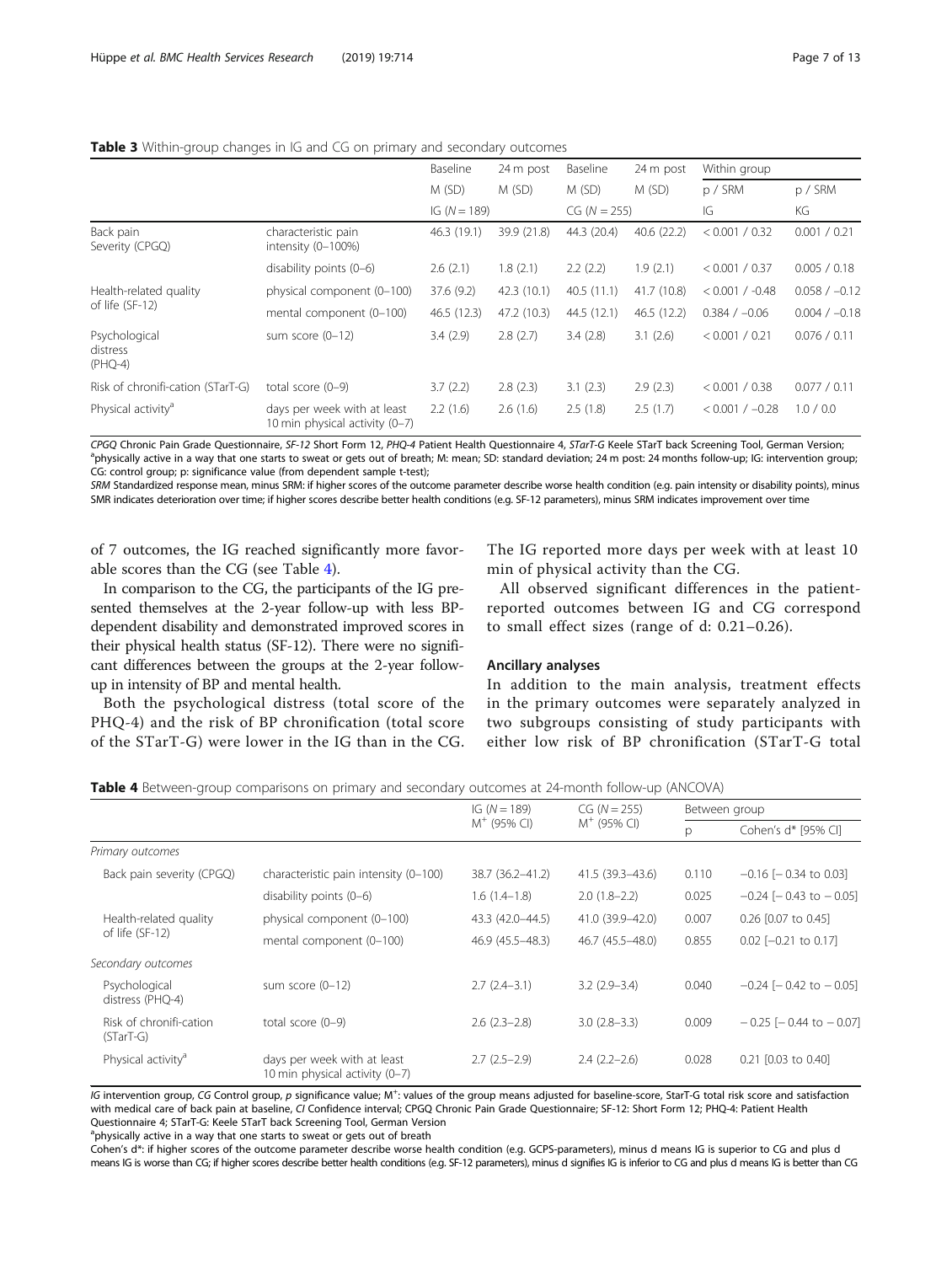**Table 3** Within-group changes in IG and CG on primary and secondary outcomes

| | | Baseline | 24 m post | Baseline | 24 m post | Within group | |
|---|---|---|---|---|---|---|---|
| | | M (SD) | M (SD) | M (SD) | M (SD) | p / SRM | p / SRM |
| | | IG (N = 189) | | CG (N = 255) | | IG | KG |
| Back pain Severity (CPGQ) | characteristic pain intensity (0–100%) | 46.3 (19.1) | 39.9 (21.8) | 44.3 (20.4) | 40.6 (22.2) | < 0.001 / 0.32 | 0.001 / 0.21 |
| | disability points (0–6) | 2.6 (2.1) | 1.8 (2.1) | 2.2 (2.2) | 1.9 (2.1) | < 0.001 / 0.37 | 0.005 / 0.18 |
| Health-related quality of life (SF-12) | physical component (0–100) | 37.6 (9.2) | 42.3 (10.1) | 40.5 (11.1) | 41.7 (10.8) | < 0.001 / -0.48 | 0.058 / −0.12 |
| | mental component (0–100) | 46.5 (12.3) | 47.2 (10.3) | 44.5 (12.1) | 46.5 (12.2) | 0.384 / −0.06 | 0.004 / −0.18 |
| Psychological distress (PHQ-4) | sum score (0–12) | 3.4 (2.9) | 2.8 (2.7) | 3.4 (2.8) | 3.1 (2.6) | < 0.001 / 0.21 | 0.076 / 0.11 |
| Risk of chronifi-cation (STarT-G) | total score (0–9) | 3.7 (2.2) | 2.8 (2.3) | 3.1 (2.3) | 2.9 (2.3) | < 0.001 / 0.38 | 0.077 / 0.11 |
| Physical activity[a] | days per week with at least 10 min physical activity (0–7) | 2.2 (1.6) | 2.6 (1.6) | 2.5 (1.8) | 2.5 (1.7) | < 0.001 / −0.28 | 1.0 / 0.0 |

*CPGQ* Chronic Pain Grade Questionnaire, *SF-12* Short Form 12, *PHQ-4* Patient Health Questionnaire 4, *STarT-G* Keele STarT back Screening Tool, German Version; [a]physically active in a way that one starts to sweat or gets out of breath; M: mean; SD: standard deviation; 24 m post: 24 months follow-up; IG: intervention group; CG: control group; p: significance value (from dependent sample t-test);
*SRM* Standardized response mean, minus SRM: if higher scores of the outcome parameter describe worse health condition (e.g. pain intensity or disability points), minus SMR indicates deterioration over time; if higher scores describe better health conditions (e.g. SF-12 parameters), minus SRM indicates improvement over time

of 7 outcomes, the IG reached significantly more favorable scores than the CG (see Table 4).

In comparison to the CG, the participants of the IG presented themselves at the 2-year follow-up with less BP-dependent disability and demonstrated improved scores in their physical health status (SF-12). There were no significant differences between the groups at the 2-year follow-up in intensity of BP and mental health.

Both the psychological distress (total score of the PHQ-4) and the risk of BP chronification (total score of the STarT-G) were lower in the IG than in the CG. The IG reported more days per week with at least 10 min of physical activity than the CG.

All observed significant differences in the patient-reported outcomes between IG and CG correspond to small effect sizes (range of d: 0.21–0.26).

### Ancillary analyses

In addition to the main analysis, treatment effects in the primary outcomes were separately analyzed in two subgroups consisting of study participants with either low risk of BP chronification (STarT-G total

**Table 4** Between-group comparisons on primary and secondary outcomes at 24-month follow-up (ANCOVA)

| | | IG (N = 189) | CG (N = 255) | Between group | |
|---|---|---|---|---|---|
| | | M[+] (95% CI) | M[+] (95% CI) | p | Cohen's d* [95% CI] |
| *Primary outcomes* | | | | | |
| Back pain severity (CPGQ) | characteristic pain intensity (0–100) | 38.7 (36.2–41.2) | 41.5 (39.3–43.6) | 0.110 | −0.16 [− 0.34 to 0.03] |
| | disability points (0–6) | 1.6 (1.4–1.8) | 2.0 (1.8–2.2) | 0.025 | −0.24 [− 0.43 to − 0.05] |
| Health-related quality of life (SF-12) | physical component (0–100) | 43.3 (42.0–44.5) | 41.0 (39.9–42.0) | 0.007 | 0.26 [0.07 to 0.45] |
| | mental component (0–100) | 46.9 (45.5–48.3) | 46.7 (45.5–48.0) | 0.855 | 0.02 [−0.21 to 0.17] |
| *Secondary outcomes* | | | | | |
| Psychological distress (PHQ-4) | sum score (0–12) | 2.7 (2.4–3.1) | 3.2 (2.9–3.4) | 0.040 | −0.24 [− 0.42 to − 0.05] |
| Risk of chronifi-cation (STarT-G) | total score (0–9) | 2.6 (2.3–2.8) | 3.0 (2.8–3.3) | 0.009 | − 0.25 [− 0.44 to − 0.07] |
| Physical activity[a] | days per week with at least 10 min physical activity (0–7) | 2.7 (2.5–2.9) | 2.4 (2.2–2.6) | 0.028 | 0.21 [0.03 to 0.40] |

*IG* intervention group, *CG* Control group, *p* significance value; M[+]: values of the group means adjusted for baseline-score, StarT-G total risk score and satisfaction with medical care of back pain at baseline, *CI* Confidence interval; CPGQ Chronic Pain Grade Questionnaire; SF-12: Short Form 12; PHQ-4: Patient Health Questionnaire 4; STarT-G: Keele STarT back Screening Tool, German Version
[a]physically active in a way that one starts to sweat or gets out of breath
Cohen's d*: if higher scores of the outcome parameter describe worse health condition (e.g. GCPS-parameters), minus d means IG is superior to CG and plus d means IG is worse than CG; if higher scores describe better health conditions (e.g. SF-12 parameters), minus d signifies IG is inferior to CG and plus d means IG is better than CG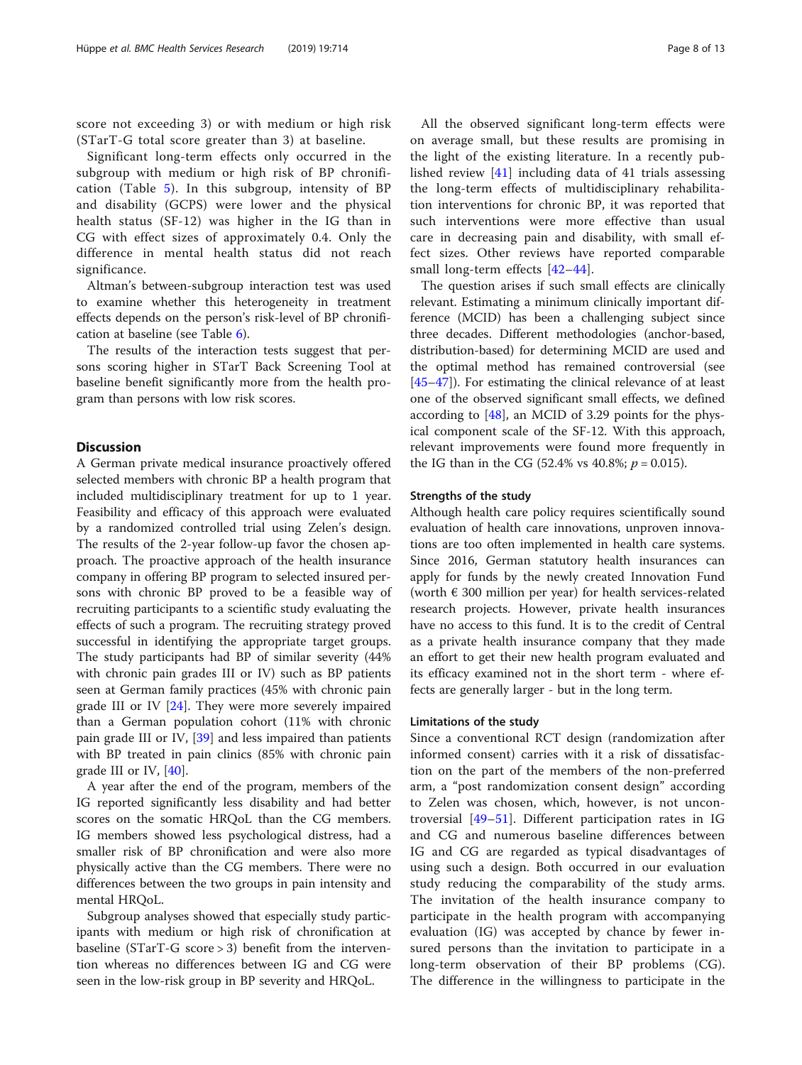score not exceeding 3) or with medium or high risk (STarT-G total score greater than 3) at baseline.

Significant long-term effects only occurred in the subgroup with medium or high risk of BP chronification (Table 5). In this subgroup, intensity of BP and disability (GCPS) were lower and the physical health status (SF-12) was higher in the IG than in CG with effect sizes of approximately 0.4. Only the difference in mental health status did not reach significance.

Altman's between-subgroup interaction test was used to examine whether this heterogeneity in treatment effects depends on the person's risk-level of BP chronification at baseline (see Table 6).

The results of the interaction tests suggest that persons scoring higher in STarT Back Screening Tool at baseline benefit significantly more from the health program than persons with low risk scores.

## Discussion

A German private medical insurance proactively offered selected members with chronic BP a health program that included multidisciplinary treatment for up to 1 year. Feasibility and efficacy of this approach were evaluated by a randomized controlled trial using Zelen's design. The results of the 2-year follow-up favor the chosen approach. The proactive approach of the health insurance company in offering BP program to selected insured persons with chronic BP proved to be a feasible way of recruiting participants to a scientific study evaluating the effects of such a program. The recruiting strategy proved successful in identifying the appropriate target groups. The study participants had BP of similar severity (44% with chronic pain grades III or IV) such as BP patients seen at German family practices (45% with chronic pain grade III or IV [24]. They were more severely impaired than a German population cohort (11% with chronic pain grade III or IV, [39] and less impaired than patients with BP treated in pain clinics (85% with chronic pain grade III or IV, [40].

A year after the end of the program, members of the IG reported significantly less disability and had better scores on the somatic HRQoL than the CG members. IG members showed less psychological distress, had a smaller risk of BP chronification and were also more physically active than the CG members. There were no differences between the two groups in pain intensity and mental HRQoL.

Subgroup analyses showed that especially study participants with medium or high risk of chronification at baseline (STarT-G score > 3) benefit from the intervention whereas no differences between IG and CG were seen in the low-risk group in BP severity and HRQoL.

All the observed significant long-term effects were on average small, but these results are promising in the light of the existing literature. In a recently published review [41] including data of 41 trials assessing the long-term effects of multidisciplinary rehabilitation interventions for chronic BP, it was reported that such interventions were more effective than usual care in decreasing pain and disability, with small effect sizes. Other reviews have reported comparable small long-term effects [42–44].

The question arises if such small effects are clinically relevant. Estimating a minimum clinically important difference (MCID) has been a challenging subject since three decades. Different methodologies (anchor-based, distribution-based) for determining MCID are used and the optimal method has remained controversial (see [45–47]). For estimating the clinical relevance of at least one of the observed significant small effects, we defined according to [48], an MCID of 3.29 points for the physical component scale of the SF-12. With this approach, relevant improvements were found more frequently in the IG than in the CG (52.4% vs 40.8%; $p = 0.015$).

### Strengths of the study

Although health care policy requires scientifically sound evaluation of health care innovations, unproven innovations are too often implemented in health care systems. Since 2016, German statutory health insurances can apply for funds by the newly created Innovation Fund (worth € 300 million per year) for health services-related research projects. However, private health insurances have no access to this fund. It is to the credit of Central as a private health insurance company that they made an effort to get their new health program evaluated and its efficacy examined not in the short term - where effects are generally larger - but in the long term.

### Limitations of the study

Since a conventional RCT design (randomization after informed consent) carries with it a risk of dissatisfaction on the part of the members of the non-preferred arm, a "post randomization consent design" according to Zelen was chosen, which, however, is not uncontroversial [49–51]. Different participation rates in IG and CG and numerous baseline differences between IG and CG are regarded as typical disadvantages of using such a design. Both occurred in our evaluation study reducing the comparability of the study arms. The invitation of the health insurance company to participate in the health program with accompanying evaluation (IG) was accepted by chance by fewer insured persons than the invitation to participate in a long-term observation of their BP problems (CG). The difference in the willingness to participate in the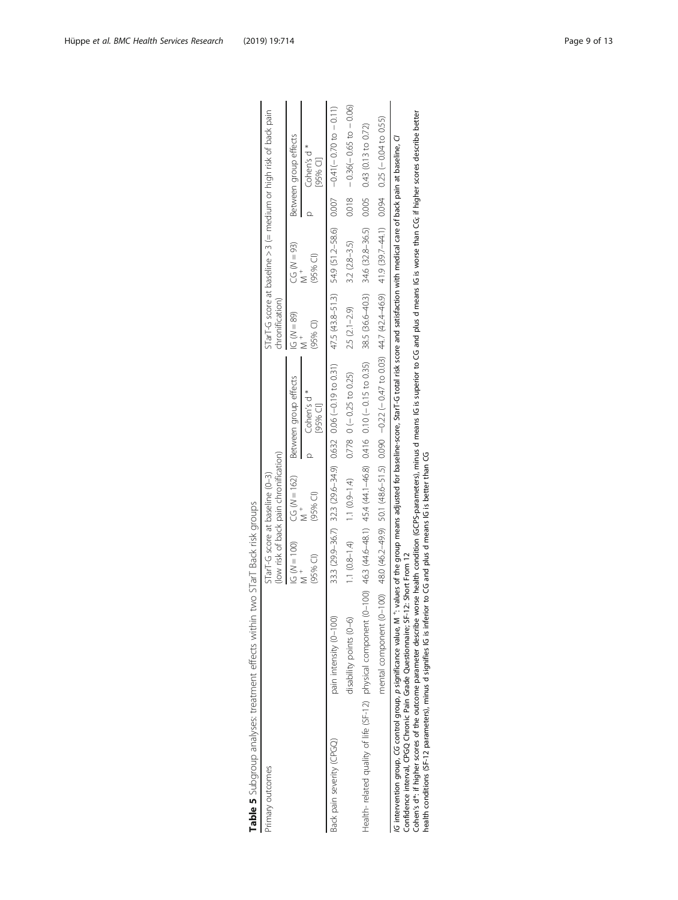**Table 5** Subgroup analyses: treatment effects within two STarT Back risk groups

| Primary outcomes | | STarT-G score at baseline (0–3) (low risk of back pain chronification) | | | | STarT-G score at baseline > 3 (= medium or high risk of back pain chronification) | | | |
|---|---|---|---|---|---|---|---|---|---|
| | | IG (N = 100) M + (95% CI) | CG (N = 162) M + (95% CI) | Between group effects p | Cohen's d * [95% CI] | IG (N = 89) M + (95% CI) | CG (N = 93) M + (95% CI) | Between group effects p | Cohen's d * [95% CI] |
| Back pain severity (CPGQ) | pain intensity (0–100) | 33.3 (29.9–36.7) | 32.3 (29.6–34.9) | 0.632 | 0.06 (−0.19 to 0.31) | 47.5 (43.8–51.3) | 54.9 (51.2–58.6) | 0.007 | −0.41(− 0.70 to − 0.11) |
| | disability points (0–6) | 1.1 (0.8–1.4) | 1.1 (0.9–1.4) | 0.778 | 0 (− 0.25 to 0.25) | 2.5 (2.1–2.9) | 3.2 (2.8–3.5) | 0.018 | − 0.36(− 0.65 to − 0.06) |
| Health- related quality of life (SF-12) | physical component (0–100) | 46.3 (44.6–48.1) | 45.4 (44.1–46.8) | 0.416 | 0.10 (− 0.15 to 0.35) | 38.5 (36.6–40.3) | 34.6 (32.8–36.5) | 0.005 | 0.43 (0.13 to 0.72) |
| | mental component (0–100) | 48.0 (46.2–49.9) | 50.1 (48.6–51.5) | 0.090 | −0.22 (− 0.47 to 0.03) | 44.7 (42.4–46.9) | 41.9 (39.7–44.1) | 0.094 | 0.25 (− 0.04 to 0.55) |

*IG* intervention group, *CG* control group, *p* significance value, M +: values of the group means adjusted for baseline-score, StarT-G total risk score and satisfaction with medical care of back pain at baseline, *CI* Confidence interval, CPGQ Chronic Pain Grade Questionnaire; SF-12: Short From 12

Cohen's d*: if higher scores of the outcome parameter describe worse health condition (GCPS-parameters), minus d means IG is superior to CG and plus d means IG is worse than CG; if higher scores describe better health conditions (SF-12 parameters), minus d signifies IG is inferior to CG and plus d means IG is better than CG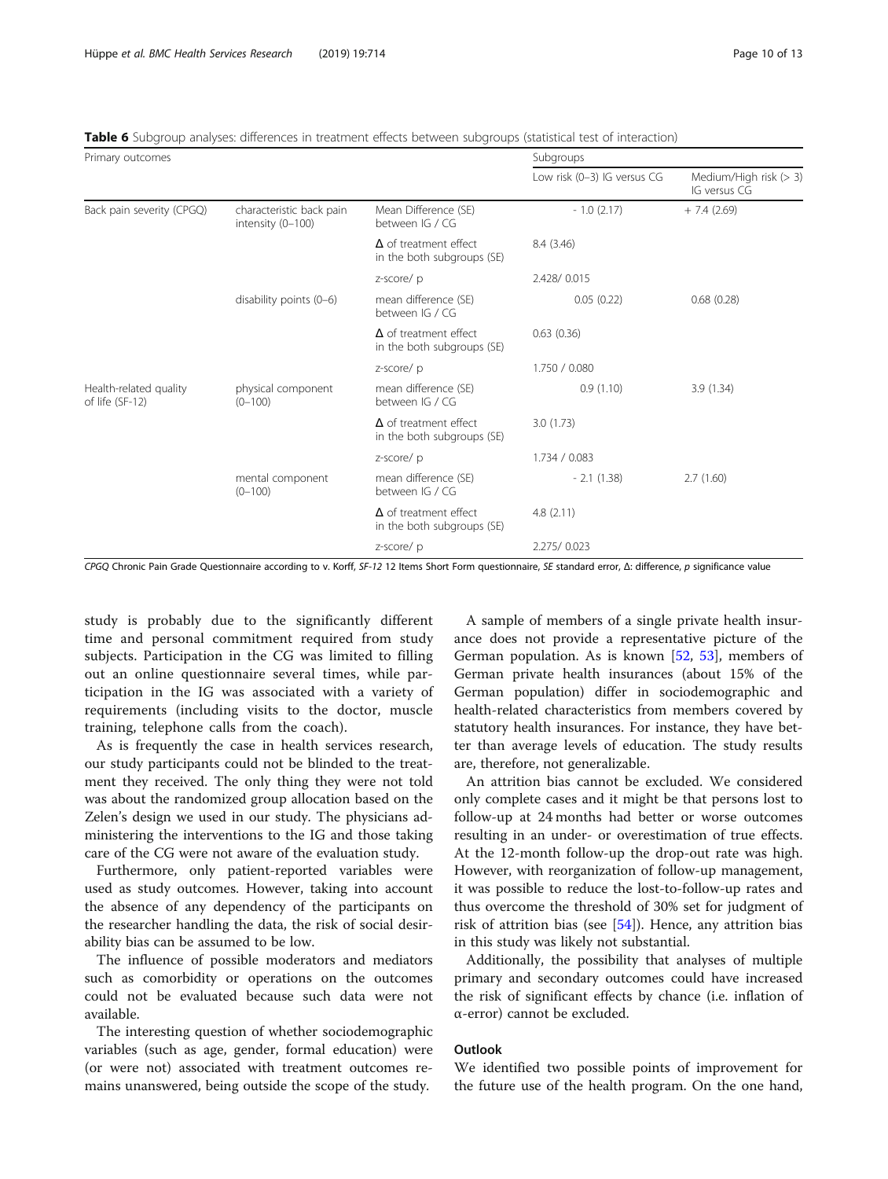**Table 6** Subgroup analyses: differences in treatment effects between subgroups (statistical test of interaction)

| Primary outcomes | | | Subgroups | |
|---|---|---|---|---|
| | | | Low risk (0–3) IG versus CG | Medium/High risk (> 3) IG versus CG |
| Back pain severity (CPGQ) | characteristic back pain intensity (0–100) | Mean Difference (SE) between IG / CG | - 1.0 (2.17) | + 7.4 (2.69) |
| | | Δ of treatment effect in the both subgroups (SE) | 8.4 (3.46) | |
| | | z-score/ p | 2.428/ 0.015 | |
| | disability points (0–6) | mean difference (SE) between IG / CG | 0.05 (0.22) | 0.68 (0.28) |
| | | Δ of treatment effect in the both subgroups (SE) | 0.63 (0.36) | |
| | | z-score/ p | 1.750 / 0.080 | |
| Health-related quality of life (SF-12) | physical component (0–100) | mean difference (SE) between IG / CG | 0.9 (1.10) | 3.9 (1.34) |
| | | Δ of treatment effect in the both subgroups (SE) | 3.0 (1.73) | |
| | | z-score/ p | 1.734 / 0.083 | |
| | mental component (0–100) | mean difference (SE) between IG / CG | - 2.1 (1.38) | 2.7 (1.60) |
| | | Δ of treatment effect in the both subgroups (SE) | 4.8 (2.11) | |
| | | z-score/ p | 2.275/ 0.023 | |

*CPGQ* Chronic Pain Grade Questionnaire according to v. Korff, *SF-12* 12 Items Short Form questionnaire, *SE* standard error, Δ: difference, *p* significance value

study is probably due to the significantly different time and personal commitment required from study subjects. Participation in the CG was limited to filling out an online questionnaire several times, while participation in the IG was associated with a variety of requirements (including visits to the doctor, muscle training, telephone calls from the coach).

As is frequently the case in health services research, our study participants could not be blinded to the treatment they received. The only thing they were not told was about the randomized group allocation based on the Zelen's design we used in our study. The physicians administering the interventions to the IG and those taking care of the CG were not aware of the evaluation study.

Furthermore, only patient-reported variables were used as study outcomes. However, taking into account the absence of any dependency of the participants on the researcher handling the data, the risk of social desirability bias can be assumed to be low.

The influence of possible moderators and mediators such as comorbidity or operations on the outcomes could not be evaluated because such data were not available.

The interesting question of whether sociodemographic variables (such as age, gender, formal education) were (or were not) associated with treatment outcomes remains unanswered, being outside the scope of the study.

A sample of members of a single private health insurance does not provide a representative picture of the German population. As is known [52, 53], members of German private health insurances (about 15% of the German population) differ in sociodemographic and health-related characteristics from members covered by statutory health insurances. For instance, they have better than average levels of education. The study results are, therefore, not generalizable.

An attrition bias cannot be excluded. We considered only complete cases and it might be that persons lost to follow-up at 24 months had better or worse outcomes resulting in an under- or overestimation of true effects. At the 12-month follow-up the drop-out rate was high. However, with reorganization of follow-up management, it was possible to reduce the lost-to-follow-up rates and thus overcome the threshold of 30% set for judgment of risk of attrition bias (see [54]). Hence, any attrition bias in this study was likely not substantial.

Additionally, the possibility that analyses of multiple primary and secondary outcomes could have increased the risk of significant effects by chance (i.e. inflation of α-error) cannot be excluded.

### Outlook

We identified two possible points of improvement for the future use of the health program. On the one hand,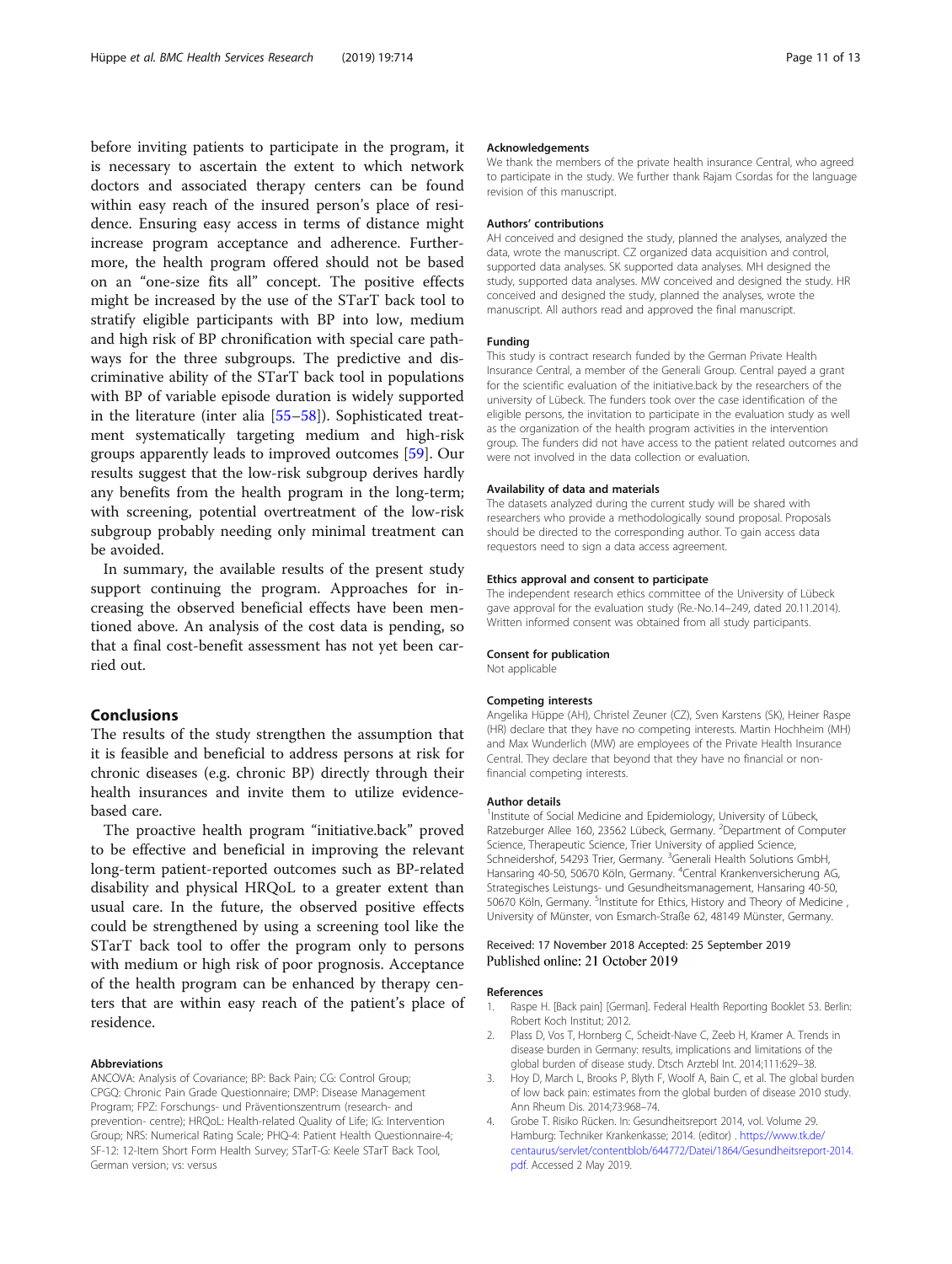before inviting patients to participate in the program, it is necessary to ascertain the extent to which network doctors and associated therapy centers can be found within easy reach of the insured person's place of residence. Ensuring easy access in terms of distance might increase program acceptance and adherence. Furthermore, the health program offered should not be based on an "one-size fits all" concept. The positive effects might be increased by the use of the STarT back tool to stratify eligible participants with BP into low, medium and high risk of BP chronification with special care pathways for the three subgroups. The predictive and discriminative ability of the STarT back tool in populations with BP of variable episode duration is widely supported in the literature (inter alia [55–58]). Sophisticated treatment systematically targeting medium and high-risk groups apparently leads to improved outcomes [59]. Our results suggest that the low-risk subgroup derives hardly any benefits from the health program in the long-term; with screening, potential overtreatment of the low-risk subgroup probably needing only minimal treatment can be avoided.

In summary, the available results of the present study support continuing the program. Approaches for increasing the observed beneficial effects have been mentioned above. An analysis of the cost data is pending, so that a final cost-benefit assessment has not yet been carried out.

## Conclusions

The results of the study strengthen the assumption that it is feasible and beneficial to address persons at risk for chronic diseases (e.g. chronic BP) directly through their health insurances and invite them to utilize evidence-based care.

The proactive health program "initiative.back" proved to be effective and beneficial in improving the relevant long-term patient-reported outcomes such as BP-related disability and physical HRQoL to a greater extent than usual care. In the future, the observed positive effects could be strengthened by using a screening tool like the STarT back tool to offer the program only to persons with medium or high risk of poor prognosis. Acceptance of the health program can be enhanced by therapy centers that are within easy reach of the patient's place of residence.

#### Abbreviations

ANCOVA: Analysis of Covariance; BP: Back Pain; CG: Control Group; CPGQ: Chronic Pain Grade Questionnaire; DMP: Disease Management Program; FPZ: Forschungs- und Präventionszentrum (research- and prevention- centre); HRQoL: Health-related Quality of Life; IG: Intervention Group; NRS: Numerical Rating Scale; PHQ-4: Patient Health Questionnaire-4; SF-12: 12-Item Short Form Health Survey; STarT-G: Keele STarT Back Tool, German version; vs: versus

#### Acknowledgements

We thank the members of the private health insurance Central, who agreed to participate in the study. We further thank Rajam Csordas for the language revision of this manuscript.

#### Authors' contributions

AH conceived and designed the study, planned the analyses, analyzed the data, wrote the manuscript. CZ organized data acquisition and control, supported data analyses. SK supported data analyses. MH designed the study, supported data analyses. MW conceived and designed the study. HR conceived and designed the study, planned the analyses, wrote the manuscript. All authors read and approved the final manuscript.

#### Funding

This study is contract research funded by the German Private Health Insurance Central, a member of the Generali Group. Central payed a grant for the scientific evaluation of the initiative.back by the researchers of the university of Lübeck. The funders took over the case identification of the eligible persons, the invitation to participate in the evaluation study as well as the organization of the health program activities in the intervention group. The funders did not have access to the patient related outcomes and were not involved in the data collection or evaluation.

#### Availability of data and materials

The datasets analyzed during the current study will be shared with researchers who provide a methodologically sound proposal. Proposals should be directed to the corresponding author. To gain access data requestors need to sign a data access agreement.

#### Ethics approval and consent to participate

The independent research ethics committee of the University of Lübeck gave approval for the evaluation study (Re.-No.14–249, dated 20.11.2014). Written informed consent was obtained from all study participants.

#### Consent for publication

Not applicable

#### Competing interests

Angelika Hüppe (AH), Christel Zeuner (CZ), Sven Karstens (SK), Heiner Raspe (HR) declare that they have no competing interests. Martin Hochheim (MH) and Max Wunderlich (MW) are employees of the Private Health Insurance Central. They declare that beyond that they have no financial or non-financial competing interests.

#### Author details

[1]Institute of Social Medicine and Epidemiology, University of Lübeck, Ratzeburger Allee 160, 23562 Lübeck, Germany. [2]Department of Computer Science, Therapeutic Science, Trier University of applied Science, Schneidershof, 54293 Trier, Germany. [3]Generali Health Solutions GmbH, Hansaring 40-50, 50670 Köln, Germany. [4]Central Krankenversicherung AG, Strategisches Leistungs- und Gesundheitsmanagement, Hansaring 40-50, 50670 Köln, Germany. [5]Institute for Ethics, History and Theory of Medicine , University of Münster, von Esmarch-Straße 62, 48149 Münster, Germany.

Received: 17 November 2018 Accepted: 25 September 2019
Published online: 21 October 2019

#### References

1. Raspe H. [Back pain] [German]. Federal Health Reporting Booklet 53. Berlin: Robert Koch Institut; 2012.
2. Plass D, Vos T, Hornberg C, Scheidt-Nave C, Zeeb H, Kramer A. Trends in disease burden in Germany: results, implications and limitations of the global burden of disease study. Dtsch Arztebl Int. 2014;111:629–38.
3. Hoy D, March L, Brooks P, Blyth F, Woolf A, Bain C, et al. The global burden of low back pain: estimates from the global burden of disease 2010 study. Ann Rheum Dis. 2014;73:968–74.
4. Grobe T. Risiko Rücken. In: Gesundheitsreport 2014, vol. Volume 29. Hamburg: Techniker Krankenkasse; 2014. (editor) . https://www.tk.de/centaurus/servlet/contentblob/644772/Datei/1864/Gesundheitsreport-2014.pdf. Accessed 2 May 2019.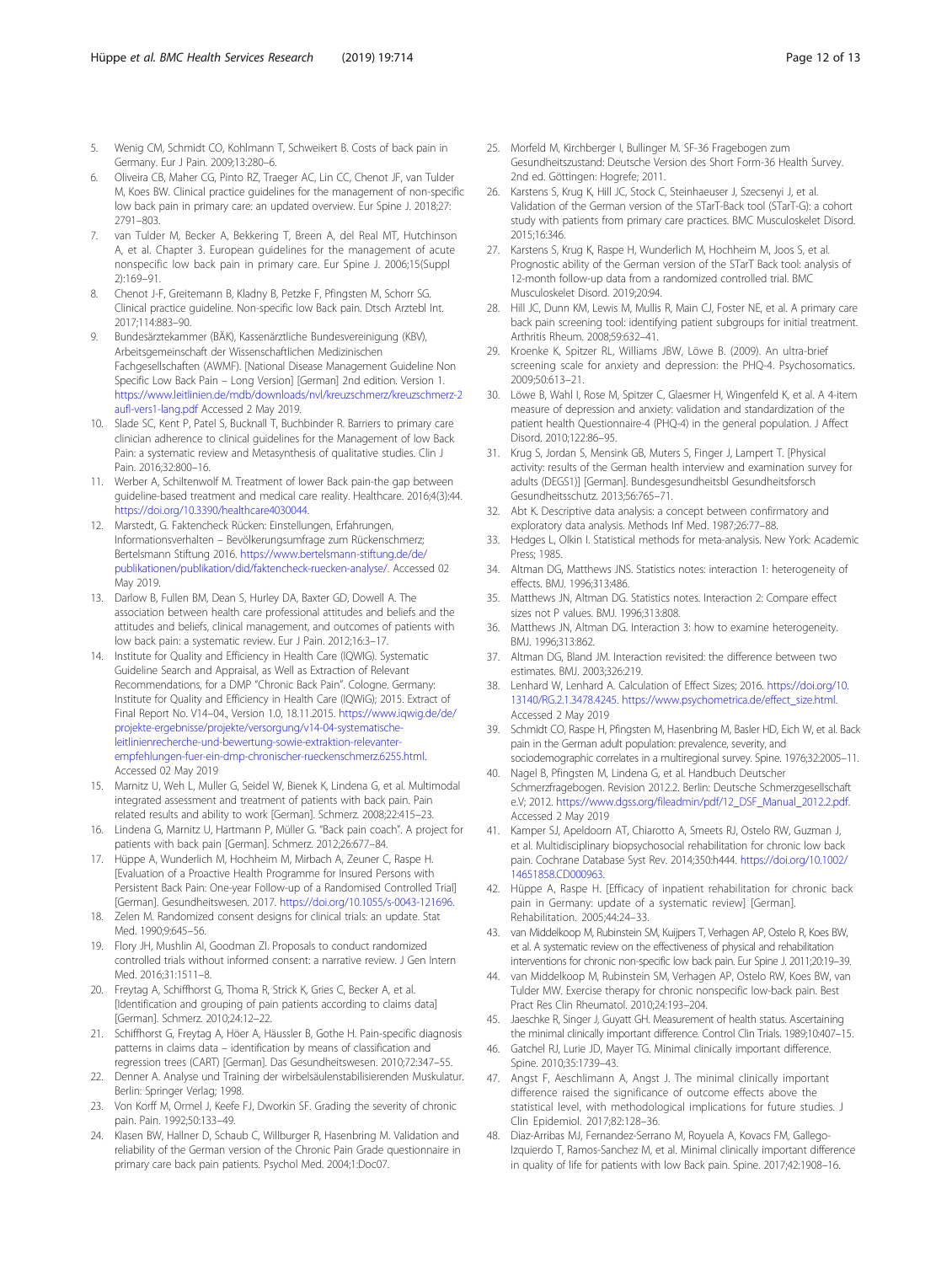5. Wenig CM, Schmidt CO, Kohlmann T, Schweikert B. Costs of back pain in Germany. Eur J Pain. 2009;13:280–6.
6. Oliveira CB, Maher CG, Pinto RZ, Traeger AC, Lin CC, Chenot JF, van Tulder M, Koes BW. Clinical practice guidelines for the management of non-specific low back pain in primary care: an updated overview. Eur Spine J. 2018;27:2791–803.
7. van Tulder M, Becker A, Bekkering T, Breen A, del Real MT, Hutchinson A, et al. Chapter 3. European guidelines for the management of acute nonspecific low back pain in primary care. Eur Spine J. 2006;15(Suppl 2):169–91.
8. Chenot J-F, Greitemann B, Kladny B, Petzke F, Pfingsten M, Schorr SG. Clinical practice guideline. Non-specific low Back pain. Dtsch Arztebl Int. 2017;114:883–90.
9. Bundesärztekammer (BÄK), Kassenärztliche Bundesvereinigung (KBV), Arbeitsgemeinschaft der Wissenschaftlichen Medizinischen Fachgesellschaften (AWMF). [National Disease Management Guideline Non Specific Low Back Pain – Long Version] [German] 2nd edition. Version 1. https://www.leitlinien.de/mdb/downloads/nvl/kreuzschmerz/kreuzschmerz-2aufl-vers1-lang.pdf Accessed 2 May 2019.
10. Slade SC, Kent P, Patel S, Bucknall T, Buchbinder R. Barriers to primary care clinician adherence to clinical guidelines for the Management of low Back Pain: a systematic review and Metasynthesis of qualitative studies. Clin J Pain. 2016;32:800–16.
11. Werber A, Schiltenwolf M. Treatment of lower Back pain-the gap between guideline-based treatment and medical care reality. Healthcare. 2016;4(3):44. https://doi.org/10.3390/healthcare4030044.
12. Marstedt, G. Faktencheck Rücken: Einstellungen, Erfahrungen, Informationsverhalten – Bevölkerungsumfrage zum Rückenschmerz; Bertelsmann Stiftung 2016. https://www.bertelsmann-stiftung.de/de/publikationen/publikation/did/faktencheck-ruecken-analyse/. Accessed 02 May 2019.
13. Darlow B, Fullen BM, Dean S, Hurley DA, Baxter GD, Dowell A. The association between health care professional attitudes and beliefs and the attitudes and beliefs, clinical management, and outcomes of patients with low back pain: a systematic review. Eur J Pain. 2012;16:3–17.
14. Institute for Quality and Efficiency in Health Care (IQWIG). Systematic Guideline Search and Appraisal, as Well as Extraction of Relevant Recommendations, for a DMP "Chronic Back Pain". Cologne. Germany: Institute for Quality and Efficiency in Health Care (IQWiG); 2015. Extract of Final Report No. V14–04., Version 1.0, 18.11.2015. https://www.iqwig.de/de/projekte-ergebnisse/projekte/versorgung/v14-04-systematische-leitlinienrecherche-und-bewertung-sowie-extraktion-relevanter-empfehlungen-fuer-ein-dmp-chronischer-rueckenschmerz.6255.html. Accessed 02 May 2019
15. Marnitz U, Weh L, Muller G, Seidel W, Bienek K, Lindena G, et al. Multimodal integrated assessment and treatment of patients with back pain. Pain related results and ability to work [German]. Schmerz. 2008;22:415–23.
16. Lindena G, Marnitz U, Hartmann P, Müller G. "Back pain coach". A project for patients with back pain [German]. Schmerz. 2012;26:677–84.
17. Hüppe A, Wunderlich M, Hochheim M, Mirbach A, Zeuner C, Raspe H. [Evaluation of a Proactive Health Programme for Insured Persons with Persistent Back Pain: One-year Follow-up of a Randomised Controlled Trial] [German]. Gesundheitswesen. 2017. https://doi.org/10.1055/s-0043-121696.
18. Zelen M. Randomized consent designs for clinical trials: an update. Stat Med. 1990;9:645–56.
19. Flory JH, Mushlin AI, Goodman ZI. Proposals to conduct randomized controlled trials without informed consent: a narrative review. J Gen Intern Med. 2016;31:1511–8.
20. Freytag A, Schiffhorst G, Thoma R, Strick K, Gries C, Becker A, et al. [Identification and grouping of pain patients according to claims data] [German]. Schmerz. 2010;24:12–22.
21. Schiffhorst G, Freytag A, Höer A, Häussler B, Gothe H. Pain-specific diagnosis patterns in claims data – identification by means of classification and regression trees (CART) [German]. Das Gesundheitswesen. 2010;72:347–55.
22. Denner A. Analyse und Training der wirbelsäulenstabilisierenden Muskulatur. Berlin: Springer Verlag; 1998.
23. Von Korff M, Ormel J, Keefe FJ, Dworkin SF. Grading the severity of chronic pain. Pain. 1992;50:133–49.
24. Klasen BW, Hallner D, Schaub C, Willburger R, Hasenbring M. Validation and reliability of the German version of the Chronic Pain Grade questionnaire in primary care back pain patients. Psychol Med. 2004;1:Doc07.
25. Morfeld M, Kirchberger I, Bullinger M. SF-36 Fragebogen zum Gesundheitszustand: Deutsche Version des Short Form-36 Health Survey. 2nd ed. Göttingen: Hogrefe; 2011.
26. Karstens S, Krug K, Hill JC, Stock C, Steinhaeuser J, Szecsenyi J, et al. Validation of the German version of the STarT-Back tool (STarT-G): a cohort study with patients from primary care practices. BMC Musculoskelet Disord. 2015;16:346.
27. Karstens S, Krug K, Raspe H, Wunderlich M, Hochheim M, Joos S, et al. Prognostic ability of the German version of the STarT Back tool: analysis of 12-month follow-up data from a randomized controlled trial. BMC Musculoskelet Disord. 2019;20:94.
28. Hill JC, Dunn KM, Lewis M, Mullis R, Main CJ, Foster NE, et al. A primary care back pain screening tool: identifying patient subgroups for initial treatment. Arthritis Rheum. 2008;59:632–41.
29. Kroenke K, Spitzer RL, Williams JBW, Löwe B. (2009). An ultra-brief screening scale for anxiety and depression: the PHQ-4. Psychosomatics. 2009;50:613–21.
30. Löwe B, Wahl I, Rose M, Spitzer C, Glaesmer H, Wingenfeld K, et al. A 4-item measure of depression and anxiety: validation and standardization of the patient health Questionnaire-4 (PHQ-4) in the general population. J Affect Disord. 2010;122:86–95.
31. Krug S, Jordan S, Mensink GB, Muters S, Finger J, Lampert T. [Physical activity: results of the German health interview and examination survey for adults (DEGS1)] [German]. Bundesgesundheitsbl Gesundheitsforsch Gesundheitsschutz. 2013;56:765–71.
32. Abt K. Descriptive data analysis: a concept between confirmatory and exploratory data analysis. Methods Inf Med. 1987;26:77–88.
33. Hedges L, Olkin I. Statistical methods for meta-analysis. New York: Academic Press; 1985.
34. Altman DG, Matthews JNS. Statistics notes: interaction 1: heterogeneity of effects. BMJ. 1996;313:486.
35. Matthews JN, Altman DG. Statistics notes. Interaction 2: Compare effect sizes not P values. BMJ. 1996;313:808.
36. Matthews JN, Altman DG. Interaction 3: how to examine heterogeneity. BMJ. 1996;313:862.
37. Altman DG, Bland JM. Interaction revisited: the difference between two estimates. BMJ. 2003;326:219.
38. Lenhard W, Lenhard A. Calculation of Effect Sizes; 2016. https://doi.org/10.13140/RG.2.1.3478.4245. https://www.psychometrica.de/effect_size.html. Accessed 2 May 2019
39. Schmidt CO, Raspe H, Pfingsten M, Hasenbring M, Basler HD, Eich W, et al. Back pain in the German adult population: prevalence, severity, and sociodemographic correlates in a multiregional survey. Spine. 1976;32:2005–11.
40. Nagel B, Pfingsten M, Lindena G, et al. Handbuch Deutscher Schmerzfragebogen. Revision 2012.2. Berlin: Deutsche Schmerzgesellschaft e.V; 2012. https://www.dgss.org/fileadmin/pdf/12_DSF_Manual_2012.2.pdf. Accessed 2 May 2019
41. Kamper SJ, Apeldoorn AT, Chiarotto A, Smeets RJ, Ostelo RW, Guzman J, et al. Multidisciplinary biopsychosocial rehabilitation for chronic low back pain. Cochrane Database Syst Rev. 2014;350:h444. https://doi.org/10.1002/14651858.CD000963.
42. Hüppe A, Raspe H. [Efficacy of inpatient rehabilitation for chronic back pain in Germany: update of a systematic review] [German]. Rehabilitation. 2005;44:24–33.
43. van Middelkoop M, Rubinstein SM, Kuijpers T, Verhagen AP, Ostelo R, Koes BW, et al. A systematic review on the effectiveness of physical and rehabilitation interventions for chronic non-specific low back pain. Eur Spine J. 2011;20:19–39.
44. van Middelkoop M, Rubinstein SM, Verhagen AP, Ostelo RW, Koes BW, van Tulder MW. Exercise therapy for chronic nonspecific low-back pain. Best Pract Res Clin Rheumatol. 2010;24:193–204.
45. Jaeschke R, Singer J, Guyatt GH. Measurement of health status. Ascertaining the minimal clinically important difference. Control Clin Trials. 1989;10:407–15.
46. Gatchel RJ, Lurie JD, Mayer TG. Minimal clinically important difference. Spine. 2010;35:1739–43.
47. Angst F, Aeschlimann A, Angst J. The minimal clinically important difference raised the significance of outcome effects above the statistical level, with methodological implications for future studies. J Clin Epidemiol. 2017;82:128–36.
48. Diaz-Arribas MJ, Fernandez-Serrano M, Royuela A, Kovacs FM, Gallego-Izquierdo T, Ramos-Sanchez M, et al. Minimal clinically important difference in quality of life for patients with low Back pain. Spine. 2017;42:1908–16.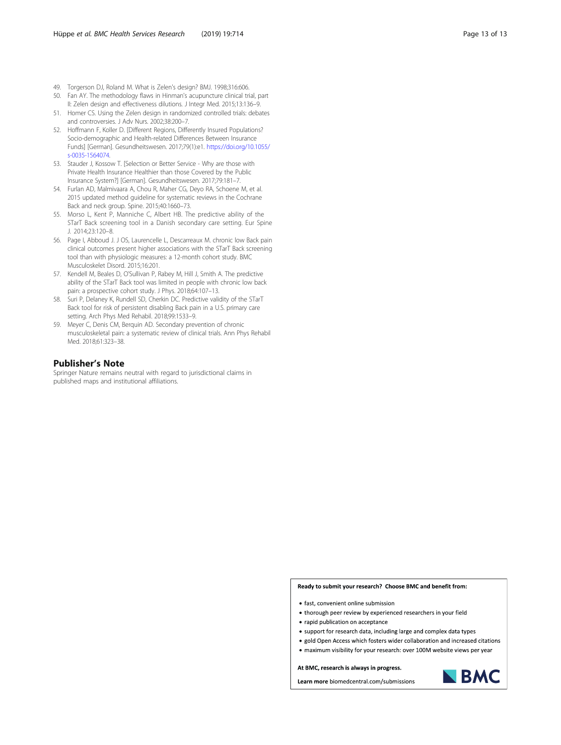49. Torgerson DJ, Roland M. What is Zelen's design? BMJ. 1998;316:606.
50. Fan AY. The methodology flaws in Hinman's acupuncture clinical trial, part II: Zelen design and effectiveness dilutions. J Integr Med. 2015;13:136–9.
51. Homer CS. Using the Zelen design in randomized controlled trials: debates and controversies. J Adv Nurs. 2002;38:200–7.
52. Hoffmann F, Koller D. [Different Regions, Differently Insured Populations? Socio-demographic and Health-related Differences Between Insurance Funds] [German]. Gesundheitswesen. 2017;79(1):e1. https://doi.org/10.1055/s-0035-1564074.
53. Stauder J, Kossow T. [Selection or Better Service - Why are those with Private Health Insurance Healthier than those Covered by the Public Insurance System?] [German]. Gesundheitswesen. 2017;79:181–7.
54. Furlan AD, Malmivaara A, Chou R, Maher CG, Deyo RA, Schoene M, et al. 2015 updated method guideline for systematic reviews in the Cochrane Back and neck group. Spine. 2015;40:1660–73.
55. Morso L, Kent P, Manniche C, Albert HB. The predictive ability of the STarT Back screening tool in a Danish secondary care setting. Eur Spine J. 2014;23:120–8.
56. Page I, Abboud J. J OS, Laurencelle L, Descarreaux M. chronic low Back pain clinical outcomes present higher associations with the STarT Back screening tool than with physiologic measures: a 12-month cohort study. BMC Musculoskelet Disord. 2015;16:201.
57. Kendell M, Beales D, O'Sullivan P, Rabey M, Hill J, Smith A. The predictive ability of the STarT Back tool was limited in people with chronic low back pain: a prospective cohort study. J Phys. 2018;64:107–13.
58. Suri P, Delaney K, Rundell SD, Cherkin DC. Predictive validity of the STarT Back tool for risk of persistent disabling Back pain in a U.S. primary care setting. Arch Phys Med Rehabil. 2018;99:1533–9.
59. Meyer C, Denis CM, Berquin AD. Secondary prevention of chronic musculoskeletal pain: a systematic review of clinical trials. Ann Phys Rehabil Med. 2018;61:323–38.

## Publisher's Note

Springer Nature remains neutral with regard to jurisdictional claims in published maps and institutional affiliations.

**Ready to submit your research? Choose BMC and benefit from:**

- fast, convenient online submission
- thorough peer review by experienced researchers in your field
- rapid publication on acceptance
- support for research data, including large and complex data types
- gold Open Access which fosters wider collaboration and increased citations
- maximum visibility for your research: over 100M website views per year

**At BMC, research is always in progress.**

**Learn more** biomedcentral.com/submissions

BMC